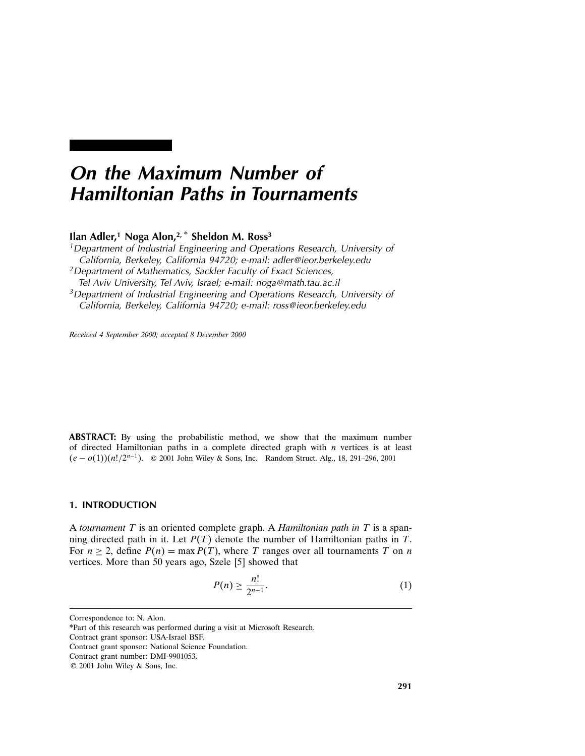# On the Maximum Number of Hamiltonian Paths in Tournaments

**Ilan Adler,[1] Noga Alon,[2,*] Sheldon M. Ross[3]**

[1] *Department of Industrial Engineering and Operations Research, University of California, Berkeley, California 94720; e-mail: adler@ieor.berkeley.edu*
[2] *Department of Mathematics, Sackler Faculty of Exact Sciences, Tel Aviv University, Tel Aviv, Israel; e-mail: noga@math.tau.ac.il*
[3] *Department of Industrial Engineering and Operations Research, University of California, Berkeley, California 94720; e-mail: ross@ieor.berkeley.edu*

*Received 4 September 2000; accepted 8 December 2000*

**ABSTRACT:** By using the probabilistic method, we show that the maximum number of directed Hamiltonian paths in a complete directed graph with $n$ vertices is at least $(e - o(1))(n!/2^{n-1})$. © 2001 John Wiley & Sons, Inc. Random Struct. Alg., 18, 291–296, 2001

## 1. INTRODUCTION

A *tournament* $T$ is an oriented complete graph. A *Hamiltonian path in* $T$ is a spanning directed path in it. Let $P(T)$ denote the number of Hamiltonian paths in $T$. For $n \geq 2$, define $P(n) = \max P(T)$, where $T$ ranges over all tournaments $T$ on $n$ vertices. More than 50 years ago, Szele [5] showed that

$$P(n) \geq \frac{n!}{2^{n-1}}. \tag{1}$$

---

Correspondence to: N. Alon.
*Part of this research was performed during a visit at Microsoft Research.
Contract grant sponsor: USA-Israel BSF.
Contract grant sponsor: National Science Foundation.
Contract grant number: DMI-9901053.
© 2001 John Wiley & Sons, Inc.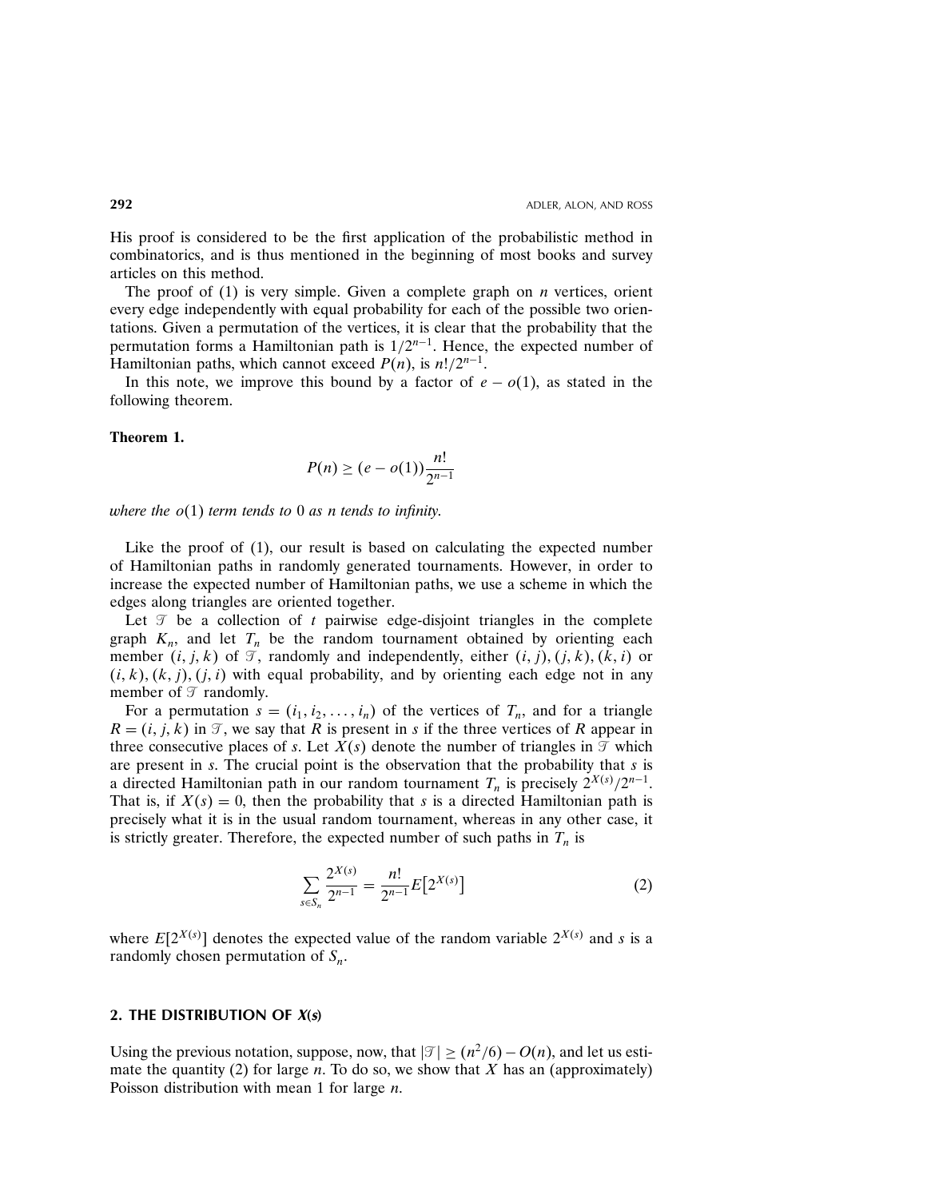His proof is considered to be the first application of the probabilistic method in combinatorics, and is thus mentioned in the beginning of most books and survey articles on this method.

The proof of (1) is very simple. Given a complete graph on $n$ vertices, orient every edge independently with equal probability for each of the possible two orientations. Given a permutation of the vertices, it is clear that the probability that the permutation forms a Hamiltonian path is $1/2^{n-1}$. Hence, the expected number of Hamiltonian paths, which cannot exceed $P(n)$, is $n!/2^{n-1}$.

In this note, we improve this bound by a factor of $e - o(1)$, as stated in the following theorem.

**Theorem 1.**

$$P(n) \geq (e - o(1))\frac{n!}{2^{n-1}}$$

*where the* $o(1)$ *term tends to* 0 *as* $n$ *tends to infinity.*

Like the proof of (1), our result is based on calculating the expected number of Hamiltonian paths in randomly generated tournaments. However, in order to increase the expected number of Hamiltonian paths, we use a scheme in which the edges along triangles are oriented together.

Let $\mathcal{T}$ be a collection of $t$ pairwise edge-disjoint triangles in the complete graph $K_n$, and let $T_n$ be the random tournament obtained by orienting each member $(i, j, k)$ of $\mathcal{T}$, randomly and independently, either $(i, j), (j, k), (k, i)$ or $(i, k), (k, j), (j, i)$ with equal probability, and by orienting each edge not in any member of $\mathcal{T}$ randomly.

For a permutation $s = (i_1, i_2, \ldots, i_n)$ of the vertices of $T_n$, and for a triangle $R = (i, j, k)$ in $\mathcal{T}$, we say that $R$ is present in $s$ if the three vertices of $R$ appear in three consecutive places of $s$. Let $X(s)$ denote the number of triangles in $\mathcal{T}$ which are present in $s$. The crucial point is the observation that the probability that $s$ is a directed Hamiltonian path in our random tournament $T_n$ is precisely $2^{X(s)}/2^{n-1}$. That is, if $X(s) = 0$, then the probability that $s$ is a directed Hamiltonian path is precisely what it is in the usual random tournament, whereas in any other case, it is strictly greater. Therefore, the expected number of such paths in $T_n$ is

$$\sum_{s \in S_n} \frac{2^{X(s)}}{2^{n-1}} = \frac{n!}{2^{n-1}} E\left[2^{X(s)}\right] \tag{2}$$

where $E[2^{X(s)}]$ denotes the expected value of the random variable $2^{X(s)}$ and $s$ is a randomly chosen permutation of $S_n$.

## 2. THE DISTRIBUTION OF *X*(*s*)

Using the previous notation, suppose, now, that $|\mathcal{T}| \geq (n^2/6) - O(n)$, and let us estimate the quantity (2) for large $n$. To do so, we show that $X$ has an (approximately) Poisson distribution with mean 1 for large $n$.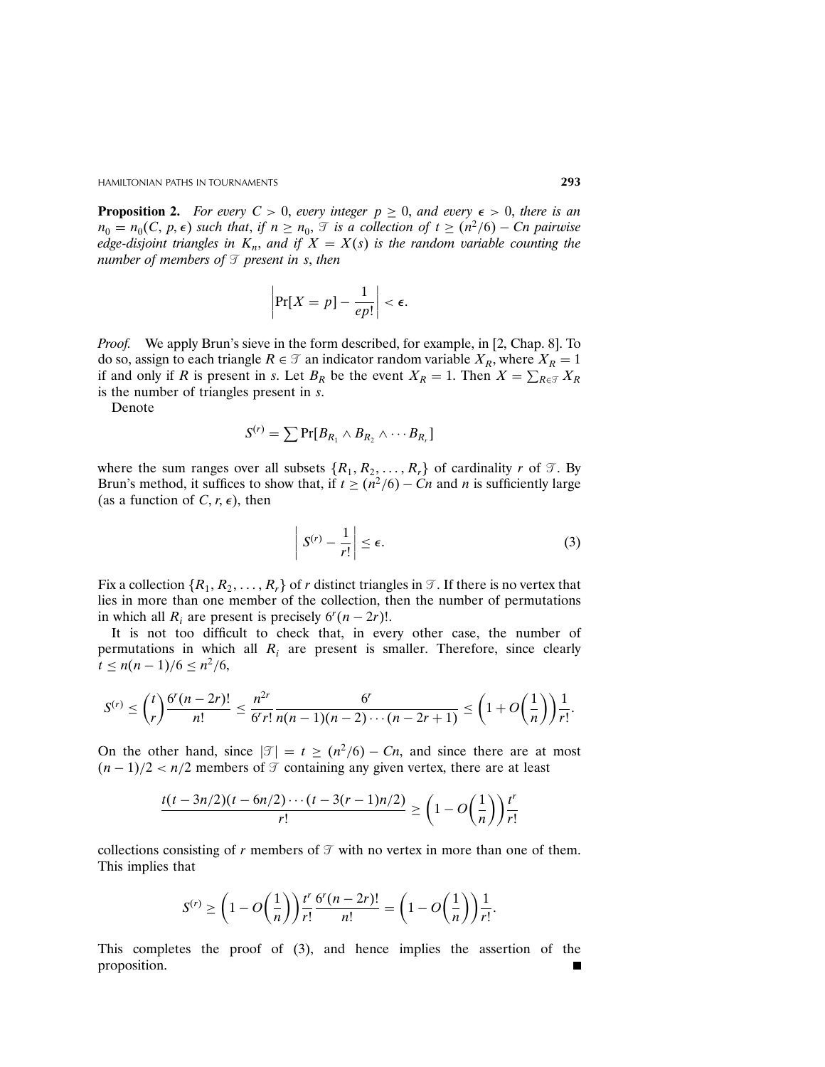**Proposition 2.** *For every $C > 0$, every integer $p \geq 0$, and every $\epsilon > 0$, there is an $n_0 = n_0(C, p, \epsilon)$ such that, if $n \geq n_0$, $\mathcal{T}$ is a collection of $t \geq (n^2/6) - Cn$ pairwise edge-disjoint triangles in $K_n$, and if $X = X(s)$ is the random variable counting the number of members of $\mathcal{T}$ present in $s$, then*

$$\left| \Pr[X = p] - \frac{1}{ep!} \right| < \epsilon.$$

*Proof.* We apply Brun's sieve in the form described, for example, in [2, Chap. 8]. To do so, assign to each triangle $R \in \mathcal{T}$ an indicator random variable $X_R$, where $X_R = 1$ if and only if $R$ is present in $s$. Let $B_R$ be the event $X_R = 1$. Then $X = \sum_{R \in \mathcal{T}} X_R$ is the number of triangles present in $s$.

Denote

$$S^{(r)} = \sum \Pr[B_{R_1} \wedge B_{R_2} \wedge \cdots B_{R_r}]$$

where the sum ranges over all subsets $\{R_1, R_2, \ldots, R_r\}$ of cardinality $r$ of $\mathcal{T}$. By Brun's method, it suffices to show that, if $t \geq (n^2/6) - Cn$ and $n$ is sufficiently large (as a function of $C, r, \epsilon$), then

$$\left| S^{(r)} - \frac{1}{r!} \right| \leq \epsilon. \tag{3}$$

Fix a collection $\{R_1, R_2, \ldots, R_r\}$ of $r$ distinct triangles in $\mathcal{T}$. If there is no vertex that lies in more than one member of the collection, then the number of permutations in which all $R_i$ are present is precisely $6^r(n - 2r)!$.

It is not too difficult to check that, in every other case, the number of permutations in which all $R_i$ are present is smaller. Therefore, since clearly $t \leq n(n-1)/6 \leq n^2/6$,

$$S^{(r)} \leq \binom{t}{r} \frac{6^r(n-2r)!}{n!} \leq \frac{n^{2r}}{6^r r!} \frac{6^r}{n(n-1)(n-2)\cdots(n-2r+1)} \leq \left(1 + O\left(\frac{1}{n}\right)\right) \frac{1}{r!}.$$

On the other hand, since $|\mathcal{T}| = t \geq (n^2/6) - Cn$, and since there are at most $(n-1)/2 < n/2$ members of $\mathcal{T}$ containing any given vertex, there are at least

$$\frac{t(t - 3n/2)(t - 6n/2)\cdots(t - 3(r-1)n/2)}{r!} \geq \left(1 - O\left(\frac{1}{n}\right)\right) \frac{t^r}{r!}$$

collections consisting of $r$ members of $\mathcal{T}$ with no vertex in more than one of them. This implies that

$$S^{(r)} \geq \left(1 - O\left(\frac{1}{n}\right)\right) \frac{t^r}{r!} \frac{6^r(n-2r)!}{n!} = \left(1 - O\left(\frac{1}{n}\right)\right) \frac{1}{r!}.$$

This completes the proof of (3), and hence implies the assertion of the proposition. ∎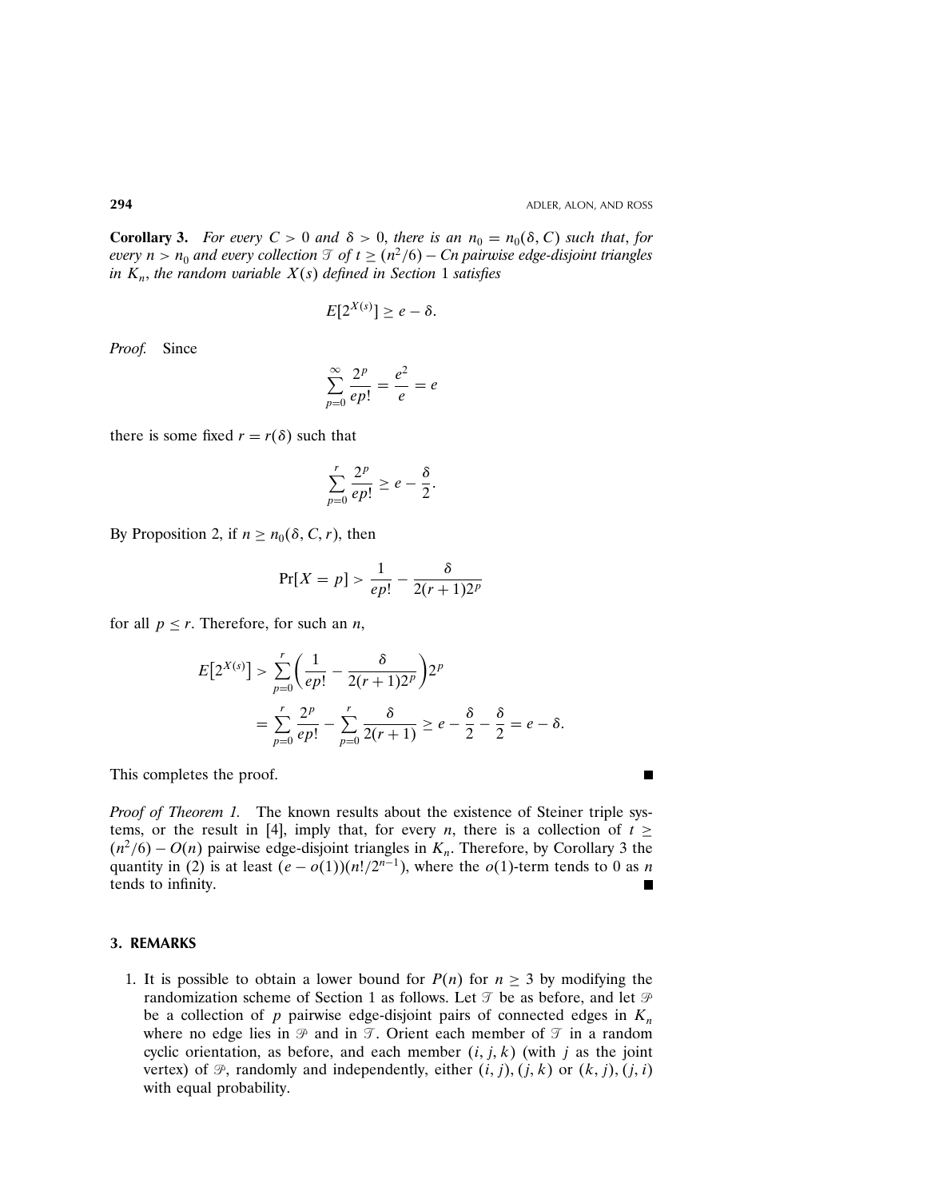**Corollary 3.** *For every $C > 0$ and $\delta > 0$, there is an $n_0 = n_0(\delta, C)$ such that, for every $n > n_0$ and every collection $\mathcal{T}$ of $t \geq (n^2/6) - Cn$ pairwise edge-disjoint triangles in $K_n$, the random variable $X(s)$ defined in Section 1 satisfies*

$$E[2^{X(s)}] \geq e - \delta.$$

*Proof.* Since

$$\sum_{p=0}^{\infty} \frac{2^p}{ep!} = \frac{e^2}{e} = e$$

there is some fixed $r = r(\delta)$ such that

$$\sum_{p=0}^{r} \frac{2^p}{ep!} \geq e - \frac{\delta}{2}.$$

By Proposition 2, if $n \geq n_0(\delta, C, r)$, then

$$\Pr[X = p] > \frac{1}{ep!} - \frac{\delta}{2(r+1)2^p}$$

for all $p \leq r$. Therefore, for such an $n$,

$$\begin{aligned} E\left[2^{X(s)}\right] &> \sum_{p=0}^{r} \left( \frac{1}{ep!} - \frac{\delta}{2(r+1)2^p} \right) 2^p \\ &= \sum_{p=0}^{r} \frac{2^p}{ep!} - \sum_{p=0}^{r} \frac{\delta}{2(r+1)} \geq e - \frac{\delta}{2} - \frac{\delta}{2} = e - \delta. \end{aligned}$$

This completes the proof. ∎

*Proof of Theorem 1.* The known results about the existence of Steiner triple systems, or the result in [4], imply that, for every $n$, there is a collection of $t \geq (n^2/6) - O(n)$ pairwise edge-disjoint triangles in $K_n$. Therefore, by Corollary 3 the quantity in (2) is at least $(e - o(1))(n!/2^{n-1})$, where the $o(1)$-term tends to 0 as $n$ tends to infinity. ∎

## 3. REMARKS

1. It is possible to obtain a lower bound for $P(n)$ for $n \geq 3$ by modifying the randomization scheme of Section 1 as follows. Let $\mathcal{T}$ be as before, and let $\mathcal{P}$ be a collection of $p$ pairwise edge-disjoint pairs of connected edges in $K_n$ where no edge lies in $\mathcal{P}$ and in $\mathcal{T}$. Orient each member of $\mathcal{T}$ in a random cyclic orientation, as before, and each member $(i, j, k)$ (with $j$ as the joint vertex) of $\mathcal{P}$, randomly and independently, either $(i, j), (j, k)$ or $(k, j), (j, i)$ with equal probability.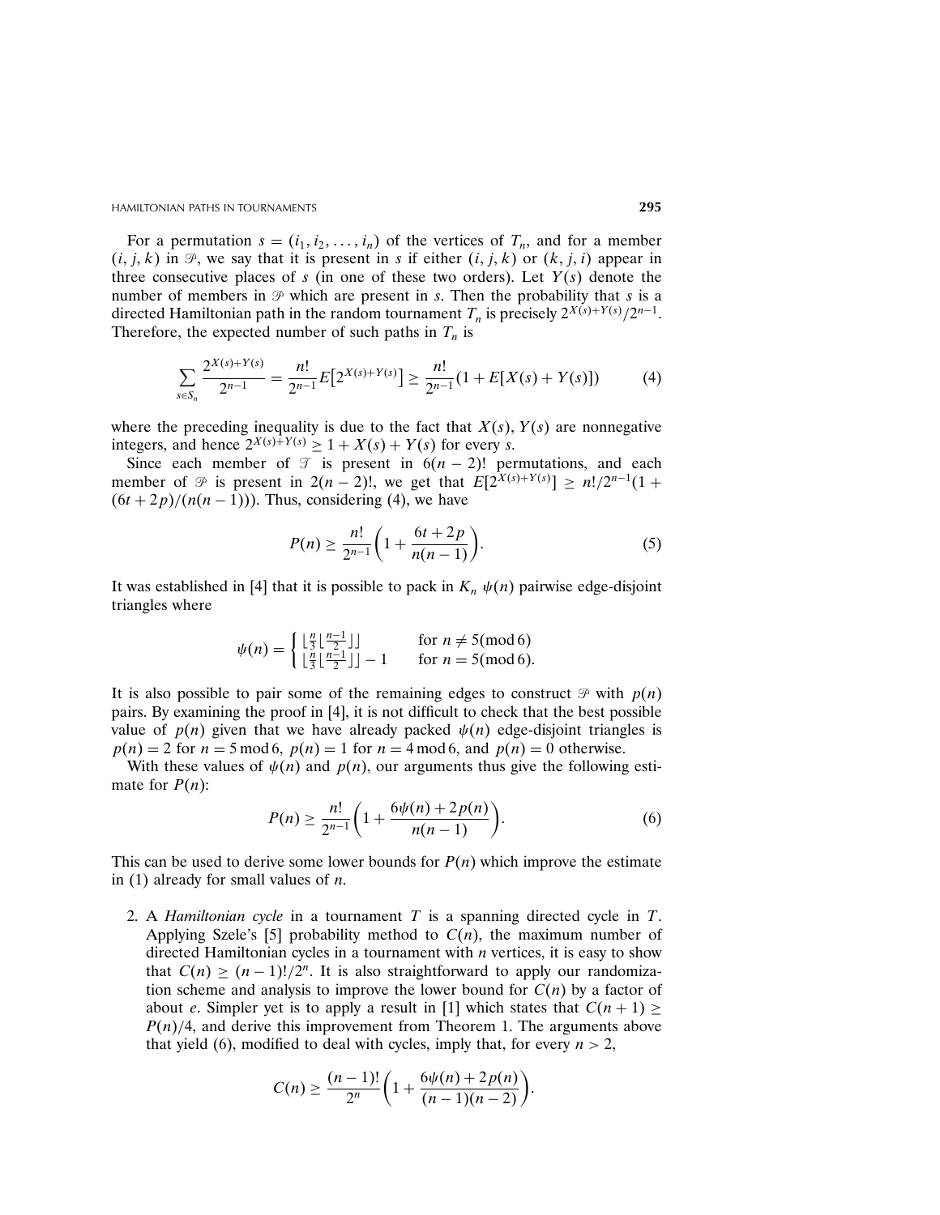For a permutation $s = (i_1, i_2, \ldots, i_n)$ of the vertices of $T_n$, and for a member $(i, j, k)$ in $\mathcal{P}$, we say that it is present in $s$ if either $(i, j, k)$ or $(k, j, i)$ appear in three consecutive places of $s$ (in one of these two orders). Let $Y(s)$ denote the number of members in $\mathcal{P}$ which are present in $s$. Then the probability that $s$ is a directed Hamiltonian path in the random tournament $T_n$ is precisely $2^{X(s)+Y(s)}/2^{n-1}$. Therefore, the expected number of such paths in $T_n$ is

$$\sum_{s \in S_n} \frac{2^{X(s)+Y(s)}}{2^{n-1}} = \frac{n!}{2^{n-1}} E\big[2^{X(s)+Y(s)}\big] \geq \frac{n!}{2^{n-1}}(1 + E[X(s) + Y(s)]) \tag{4}$$

where the preceding inequality is due to the fact that $X(s), Y(s)$ are nonnegative integers, and hence $2^{X(s)+Y(s)} \geq 1 + X(s) + Y(s)$ for every $s$.

Since each member of $\mathcal{T}$ is present in $6(n-2)!$ permutations, and each member of $\mathcal{P}$ is present in $2(n-2)!$, we get that $E[2^{X(s)+Y(s)}] \geq n!/2^{n-1}(1 + (6t + 2p)/(n(n-1)))$. Thus, considering (4), we have

$$P(n) \geq \frac{n!}{2^{n-1}}\left(1 + \frac{6t + 2p}{n(n-1)}\right). \tag{5}$$

It was established in [4] that it is possible to pack in $K_n$ $\psi(n)$ pairwise edge-disjoint triangles where

$$\psi(n) = \begin{cases} \lfloor \frac{n}{3} \lfloor \frac{n-1}{2} \rfloor \rfloor & \text{for } n \neq 5 (\text{mod } 6) \\ \lfloor \frac{n}{3} \lfloor \frac{n-1}{2} \rfloor \rfloor - 1 & \text{for } n = 5 (\text{mod } 6). \end{cases}$$

It is also possible to pair some of the remaining edges to construct $\mathcal{P}$ with $p(n)$ pairs. By examining the proof in [4], it is not difficult to check that the best possible value of $p(n)$ given that we have already packed $\psi(n)$ edge-disjoint triangles is $p(n) = 2$ for $n = 5 \bmod 6$, $p(n) = 1$ for $n = 4 \bmod 6$, and $p(n) = 0$ otherwise.

With these values of $\psi(n)$ and $p(n)$, our arguments thus give the following estimate for $P(n)$:

$$P(n) \geq \frac{n!}{2^{n-1}}\left(1 + \frac{6\psi(n) + 2p(n)}{n(n-1)}\right). \tag{6}$$

This can be used to derive some lower bounds for $P(n)$ which improve the estimate in (1) already for small values of $n$.

2. A *Hamiltonian cycle* in a tournament $T$ is a spanning directed cycle in $T$. Applying Szele's [5] probability method to $C(n)$, the maximum number of directed Hamiltonian cycles in a tournament with $n$ vertices, it is easy to show that $C(n) \geq (n-1)!/2^n$. It is also straightforward to apply our randomization scheme and analysis to improve the lower bound for $C(n)$ by a factor of about $e$. Simpler yet is to apply a result in [1] which states that $C(n+1) \geq P(n)/4$, and derive this improvement from Theorem 1. The arguments above that yield (6), modified to deal with cycles, imply that, for every $n > 2$,

$$C(n) \geq \frac{(n-1)!}{2^n}\left(1 + \frac{6\psi(n) + 2p(n)}{(n-1)(n-2)}\right).$$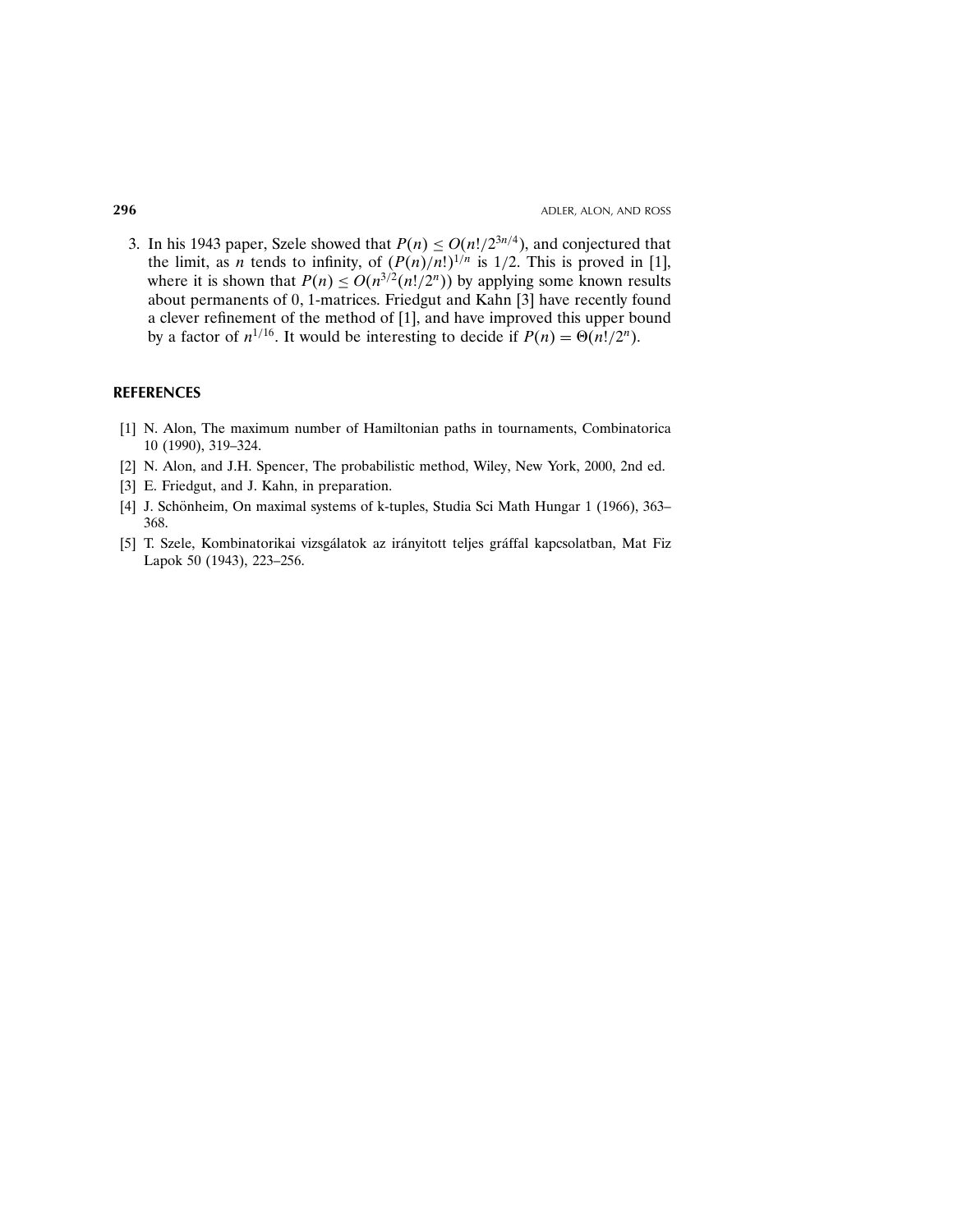3. In his 1943 paper, Szele showed that $P(n) \leq O(n!/2^{3n/4})$, and conjectured that the limit, as $n$ tends to infinity, of $(P(n)/n!)^{1/n}$ is $1/2$. This is proved in [1], where it is shown that $P(n) \leq O(n^{3/2}(n!/2^n))$ by applying some known results about permanents of 0, 1-matrices. Friedgut and Kahn [3] have recently found a clever refinement of the method of [1], and have improved this upper bound by a factor of $n^{1/16}$. It would be interesting to decide if $P(n) = \Theta(n!/2^n)$.

## REFERENCES

[1] N. Alon, The maximum number of Hamiltonian paths in tournaments, Combinatorica 10 (1990), 319–324.

[2] N. Alon, and J.H. Spencer, The probabilistic method, Wiley, New York, 2000, 2nd ed.

[3] E. Friedgut, and J. Kahn, in preparation.

[4] J. Schönheim, On maximal systems of k-tuples, Studia Sci Math Hungar 1 (1966), 363–368.

[5] T. Szele, Kombinatorikai vizsgálatok az irányitott teljes gráffal kapcsolatban, Mat Fiz Lapok 50 (1943), 223–256.